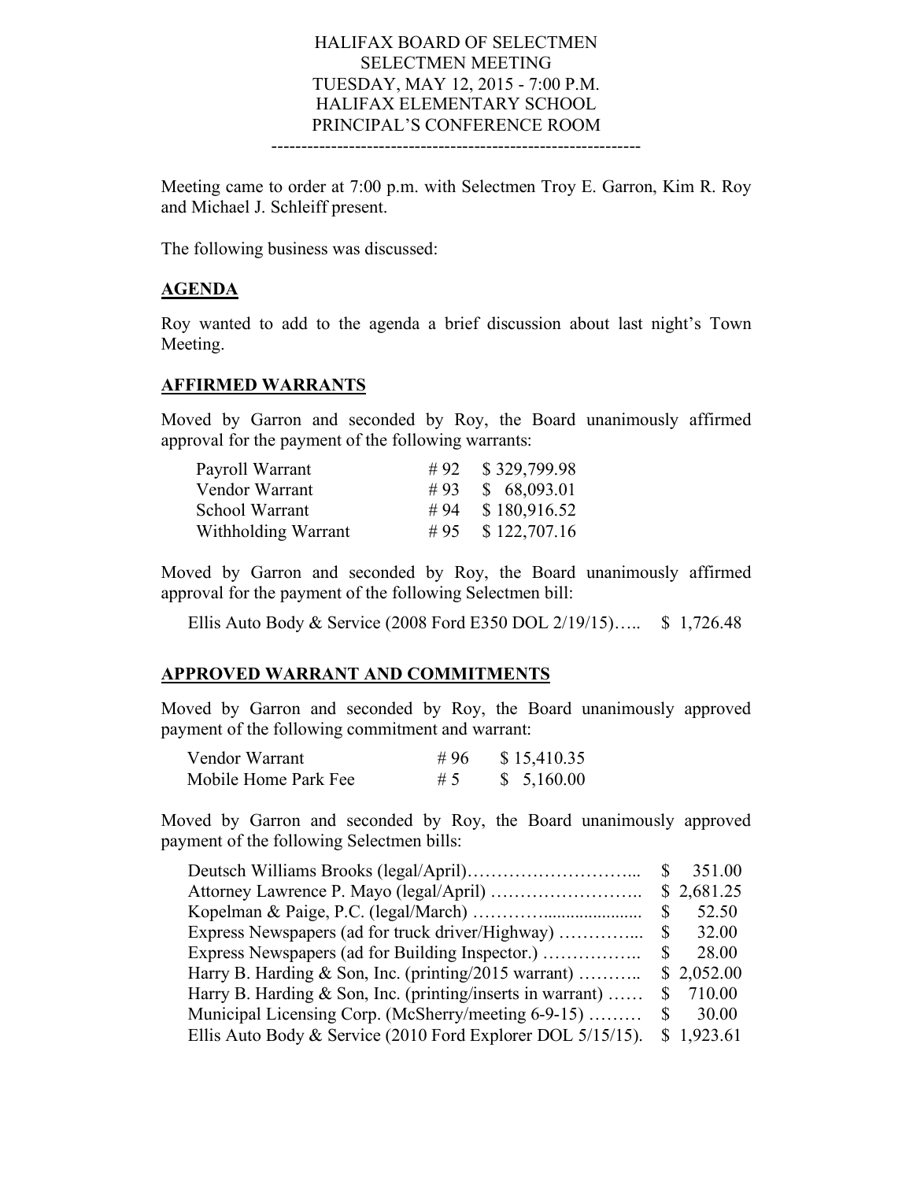HALIFAX BOARD OF SELECTMEN
SELECTMEN MEETING
TUESDAY, MAY 12, 2015 - 7:00 P.M.
HALIFAX ELEMENTARY SCHOOL
PRINCIPAL'S CONFERENCE ROOM

---

Meeting came to order at 7:00 p.m. with Selectmen Troy E. Garron, Kim R. Roy and Michael J. Schleiff present.

The following business was discussed:

## AGENDA

Roy wanted to add to the agenda a brief discussion about last night's Town Meeting.

## AFFIRMED WARRANTS

Moved by Garron and seconded by Roy, the Board unanimously affirmed approval for the payment of the following warrants:

| | | |
|---|---|---|
| Payroll Warrant | # 92 | $ 329,799.98 |
| Vendor Warrant | # 93 | $ 68,093.01 |
| School Warrant | # 94 | $ 180,916.52 |
| Withholding Warrant | # 95 | $ 122,707.16 |

Moved by Garron and seconded by Roy, the Board unanimously affirmed approval for the payment of the following Selectmen bill:

Ellis Auto Body & Service (2008 Ford E350 DOL 2/19/15)….. $ 1,726.48

## APPROVED WARRANT AND COMMITMENTS

Moved by Garron and seconded by Roy, the Board unanimously approved payment of the following commitment and warrant:

| | | |
|---|---|---|
| Vendor Warrant | # 96 | $ 15,410.35 |
| Mobile Home Park Fee | # 5 | $ 5,160.00 |

Moved by Garron and seconded by Roy, the Board unanimously approved payment of the following Selectmen bills:

| | |
|---|---|
| Deutsch Williams Brooks (legal/April)………………………... | $ 351.00 |
| Attorney Lawrence P. Mayo (legal/April) …………………….. | $ 2,681.25 |
| Kopelman & Paige, P.C. (legal/March) …………..................... | $ 52.50 |
| Express Newspapers (ad for truck driver/Highway) …………... | $ 32.00 |
| Express Newspapers (ad for Building Inspector.) …………….. | $ 28.00 |
| Harry B. Harding & Son, Inc. (printing/2015 warrant) ……….. | $ 2,052.00 |
| Harry B. Harding & Son, Inc. (printing/inserts in warrant) …… | $ 710.00 |
| Municipal Licensing Corp. (McSherry/meeting 6-9-15) ……… | $ 30.00 |
| Ellis Auto Body & Service (2010 Ford Explorer DOL 5/15/15). | $ 1,923.61 |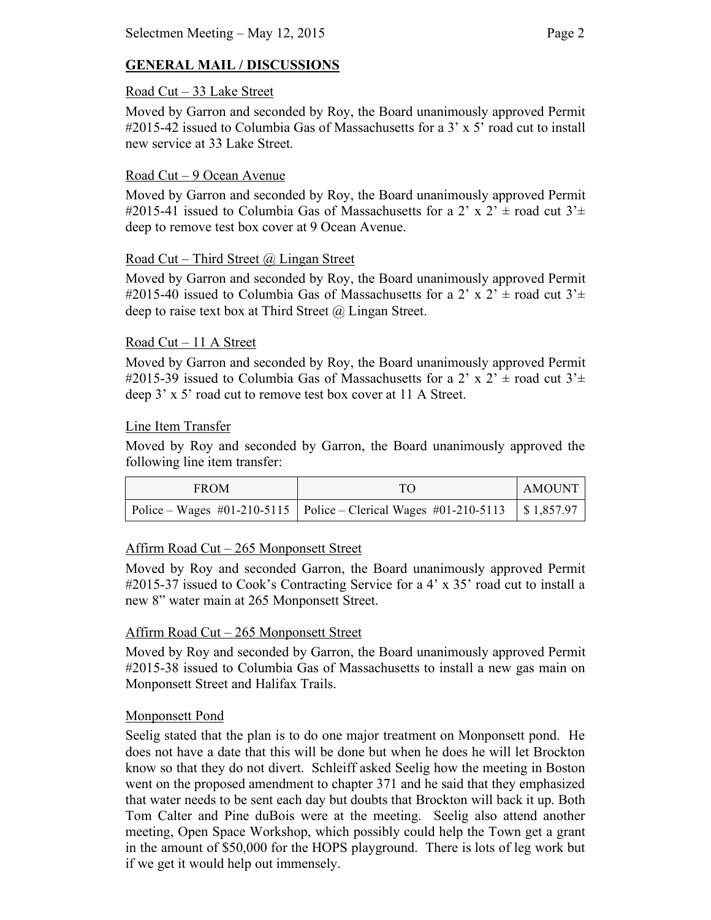## GENERAL MAIL / DISCUSSIONS

Road Cut – 33 Lake Street

Moved by Garron and seconded by Roy, the Board unanimously approved Permit #2015-42 issued to Columbia Gas of Massachusetts for a 3' x 5' road cut to install new service at 33 Lake Street.

Road Cut – 9 Ocean Avenue

Moved by Garron and seconded by Roy, the Board unanimously approved Permit #2015-41 issued to Columbia Gas of Massachusetts for a 2' x 2' ± road cut 3'± deep to remove test box cover at 9 Ocean Avenue.

Road Cut – Third Street @ Lingan Street

Moved by Garron and seconded by Roy, the Board unanimously approved Permit #2015-40 issued to Columbia Gas of Massachusetts for a 2' x 2' ± road cut 3'± deep to raise text box at Third Street @ Lingan Street.

Road Cut – 11 A Street

Moved by Garron and seconded by Roy, the Board unanimously approved Permit #2015-39 issued to Columbia Gas of Massachusetts for a 2' x 2' ± road cut 3'± deep 3' x 5' road cut to remove test box cover at 11 A Street.

Line Item Transfer

Moved by Roy and seconded by Garron, the Board unanimously approved the following line item transfer:

| FROM | TO | AMOUNT |
|---|---|---|
| Police – Wages #01-210-5115 | Police – Clerical Wages #01-210-5113 | $ 1,857.97 |

Affirm Road Cut – 265 Monponsett Street

Moved by Roy and seconded Garron, the Board unanimously approved Permit #2015-37 issued to Cook's Contracting Service for a 4' x 35' road cut to install a new 8" water main at 265 Monponsett Street.

Affirm Road Cut – 265 Monponsett Street

Moved by Roy and seconded by Garron, the Board unanimously approved Permit #2015-38 issued to Columbia Gas of Massachusetts to install a new gas main on Monponsett Street and Halifax Trails.

Monponsett Pond

Seelig stated that the plan is to do one major treatment on Monponsett pond. He does not have a date that this will be done but when he does he will let Brockton know so that they do not divert. Schleiff asked Seelig how the meeting in Boston went on the proposed amendment to chapter 371 and he said that they emphasized that water needs to be sent each day but doubts that Brockton will back it up. Both Tom Calter and Pine duBois were at the meeting. Seelig also attend another meeting, Open Space Workshop, which possibly could help the Town get a grant in the amount of $50,000 for the HOPS playground. There is lots of leg work but if we get it would help out immensely.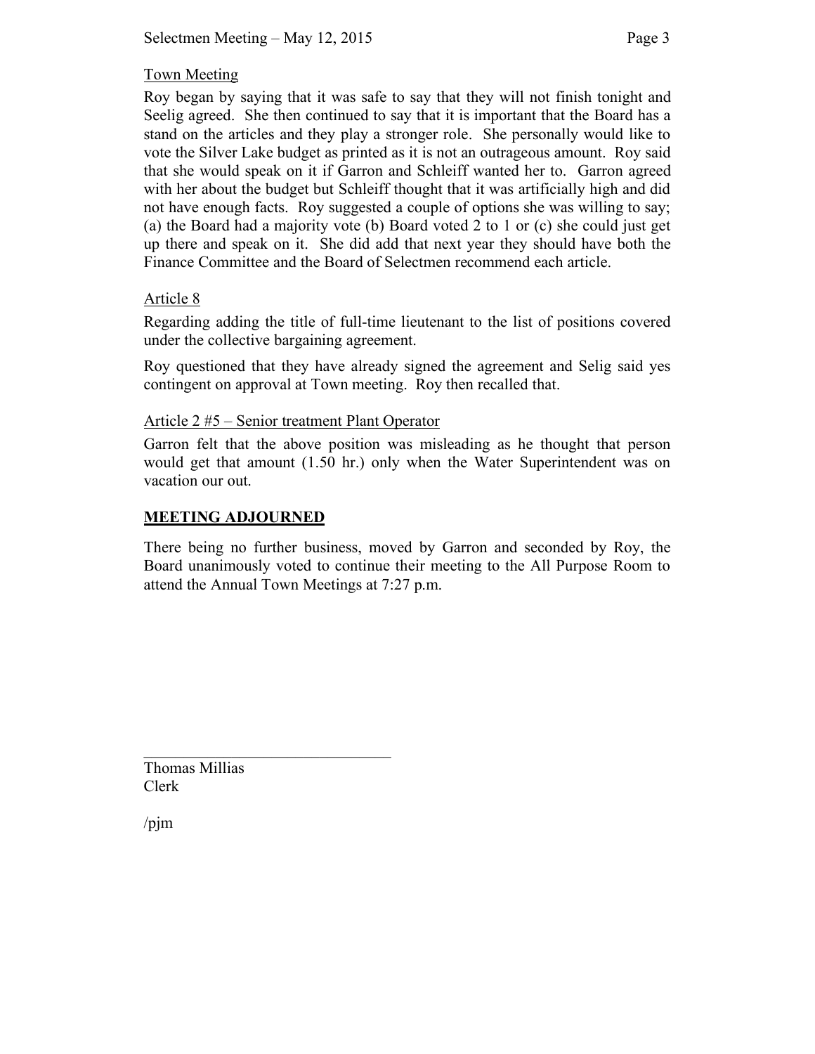Town Meeting

Roy began by saying that it was safe to say that they will not finish tonight and Seelig agreed. She then continued to say that it is important that the Board has a stand on the articles and they play a stronger role. She personally would like to vote the Silver Lake budget as printed as it is not an outrageous amount. Roy said that she would speak on it if Garron and Schleiff wanted her to. Garron agreed with her about the budget but Schleiff thought that it was artificially high and did not have enough facts. Roy suggested a couple of options she was willing to say; (a) the Board had a majority vote (b) Board voted 2 to 1 or (c) she could just get up there and speak on it. She did add that next year they should have both the Finance Committee and the Board of Selectmen recommend each article.

Article 8

Regarding adding the title of full-time lieutenant to the list of positions covered under the collective bargaining agreement.

Roy questioned that they have already signed the agreement and Selig said yes contingent on approval at Town meeting. Roy then recalled that.

Article 2 #5 – Senior treatment Plant Operator

Garron felt that the above position was misleading as he thought that person would get that amount (1.50 hr.) only when the Water Superintendent was on vacation our out.

## MEETING ADJOURNED

There being no further business, moved by Garron and seconded by Roy, the Board unanimously voted to continue their meeting to the All Purpose Room to attend the Annual Town Meetings at 7:27 p.m.

\_\_\_\_\_\_\_\_\_\_\_\_\_\_\_\_\_\_\_\_\_\_\_\_\_\_\_\_\_\_

Thomas Millias
Clerk

/pjm